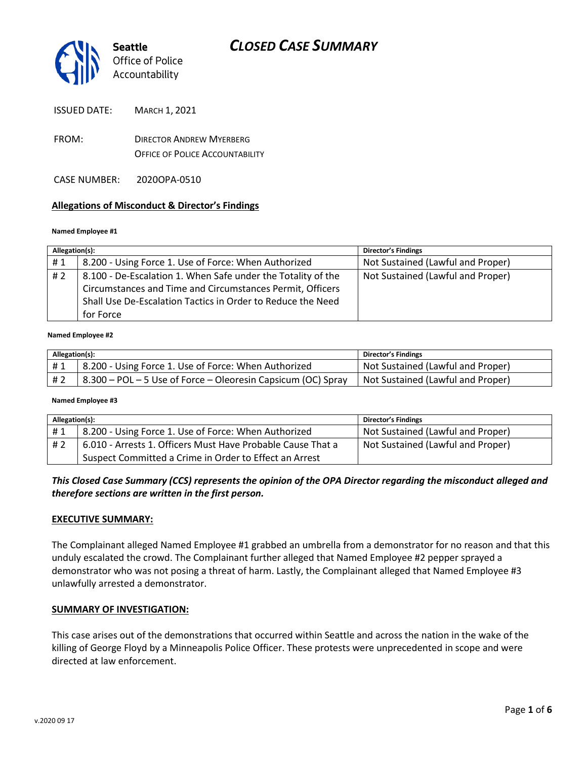Seattle Office of Police Accountability

# CLOSED CASE SUMMARY

ISSUED DATE: MARCH 1, 2021

FROM: DIRECTOR ANDREW MYERBERG
OFFICE OF POLICE ACCOUNTABILITY

CASE NUMBER: 2020OPA-0510

## Allegations of Misconduct & Director's Findings

**Named Employee #1**

| Allegation(s): | | Director's Findings |
|---|---|---|
| # 1 | 8.200 - Using Force 1. Use of Force: When Authorized | Not Sustained (Lawful and Proper) |
| # 2 | 8.100 - De-Escalation 1. When Safe under the Totality of the Circumstances and Time and Circumstances Permit, Officers Shall Use De-Escalation Tactics in Order to Reduce the Need for Force | Not Sustained (Lawful and Proper) |

**Named Employee #2**

| Allegation(s): | | Director's Findings |
|---|---|---|
| # 1 | 8.200 - Using Force 1. Use of Force: When Authorized | Not Sustained (Lawful and Proper) |
| # 2 | 8.300 – POL – 5 Use of Force – Oleoresin Capsicum (OC) Spray | Not Sustained (Lawful and Proper) |

**Named Employee #3**

| Allegation(s): | | Director's Findings |
|---|---|---|
| # 1 | 8.200 - Using Force 1. Use of Force: When Authorized | Not Sustained (Lawful and Proper) |
| # 2 | 6.010 - Arrests 1. Officers Must Have Probable Cause That a Suspect Committed a Crime in Order to Effect an Arrest | Not Sustained (Lawful and Proper) |

***This Closed Case Summary (CCS) represents the opinion of the OPA Director regarding the misconduct alleged and therefore sections are written in the first person.***

**EXECUTIVE SUMMARY:**

The Complainant alleged Named Employee #1 grabbed an umbrella from a demonstrator for no reason and that this unduly escalated the crowd. The Complainant further alleged that Named Employee #2 pepper sprayed a demonstrator who was not posing a threat of harm. Lastly, the Complainant alleged that Named Employee #3 unlawfully arrested a demonstrator.

**SUMMARY OF INVESTIGATION:**

This case arises out of the demonstrations that occurred within Seattle and across the nation in the wake of the killing of George Floyd by a Minneapolis Police Officer. These protests were unprecedented in scope and were directed at law enforcement.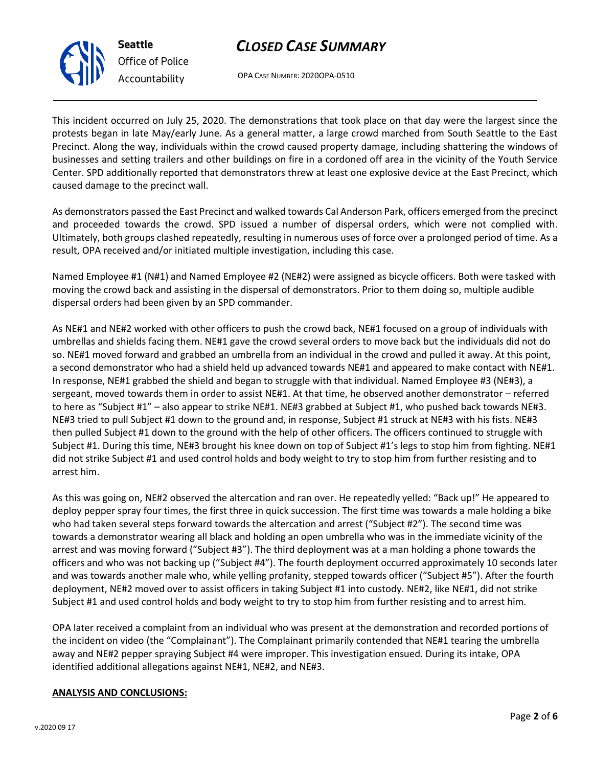This incident occurred on July 25, 2020. The demonstrations that took place on that day were the largest since the protests began in late May/early June. As a general matter, a large crowd marched from South Seattle to the East Precinct. Along the way, individuals within the crowd caused property damage, including shattering the windows of businesses and setting trailers and other buildings on fire in a cordoned off area in the vicinity of the Youth Service Center. SPD additionally reported that demonstrators threw at least one explosive device at the East Precinct, which caused damage to the precinct wall.

As demonstrators passed the East Precinct and walked towards Cal Anderson Park, officers emerged from the precinct and proceeded towards the crowd. SPD issued a number of dispersal orders, which were not complied with. Ultimately, both groups clashed repeatedly, resulting in numerous uses of force over a prolonged period of time. As a result, OPA received and/or initiated multiple investigation, including this case.

Named Employee #1 (N#1) and Named Employee #2 (NE#2) were assigned as bicycle officers. Both were tasked with moving the crowd back and assisting in the dispersal of demonstrators. Prior to them doing so, multiple audible dispersal orders had been given by an SPD commander.

As NE#1 and NE#2 worked with other officers to push the crowd back, NE#1 focused on a group of individuals with umbrellas and shields facing them. NE#1 gave the crowd several orders to move back but the individuals did not do so. NE#1 moved forward and grabbed an umbrella from an individual in the crowd and pulled it away. At this point, a second demonstrator who had a shield held up advanced towards NE#1 and appeared to make contact with NE#1. In response, NE#1 grabbed the shield and began to struggle with that individual. Named Employee #3 (NE#3), a sergeant, moved towards them in order to assist NE#1. At that time, he observed another demonstrator – referred to here as "Subject #1" – also appear to strike NE#1. NE#3 grabbed at Subject #1, who pushed back towards NE#3. NE#3 tried to pull Subject #1 down to the ground and, in response, Subject #1 struck at NE#3 with his fists. NE#3 then pulled Subject #1 down to the ground with the help of other officers. The officers continued to struggle with Subject #1. During this time, NE#3 brought his knee down on top of Subject #1's legs to stop him from fighting. NE#1 did not strike Subject #1 and used control holds and body weight to try to stop him from further resisting and to arrest him.

As this was going on, NE#2 observed the altercation and ran over. He repeatedly yelled: "Back up!" He appeared to deploy pepper spray four times, the first three in quick succession. The first time was towards a male holding a bike who had taken several steps forward towards the altercation and arrest ("Subject #2"). The second time was towards a demonstrator wearing all black and holding an open umbrella who was in the immediate vicinity of the arrest and was moving forward ("Subject #3"). The third deployment was at a man holding a phone towards the officers and who was not backing up ("Subject #4"). The fourth deployment occurred approximately 10 seconds later and was towards another male who, while yelling profanity, stepped towards officer ("Subject #5"). After the fourth deployment, NE#2 moved over to assist officers in taking Subject #1 into custody. NE#2, like NE#1, did not strike Subject #1 and used control holds and body weight to try to stop him from further resisting and to arrest him.

OPA later received a complaint from an individual who was present at the demonstration and recorded portions of the incident on video (the "Complainant"). The Complainant primarily contended that NE#1 tearing the umbrella away and NE#2 pepper spraying Subject #4 were improper. This investigation ensued. During its intake, OPA identified additional allegations against NE#1, NE#2, and NE#3.

**ANALYSIS AND CONCLUSIONS:**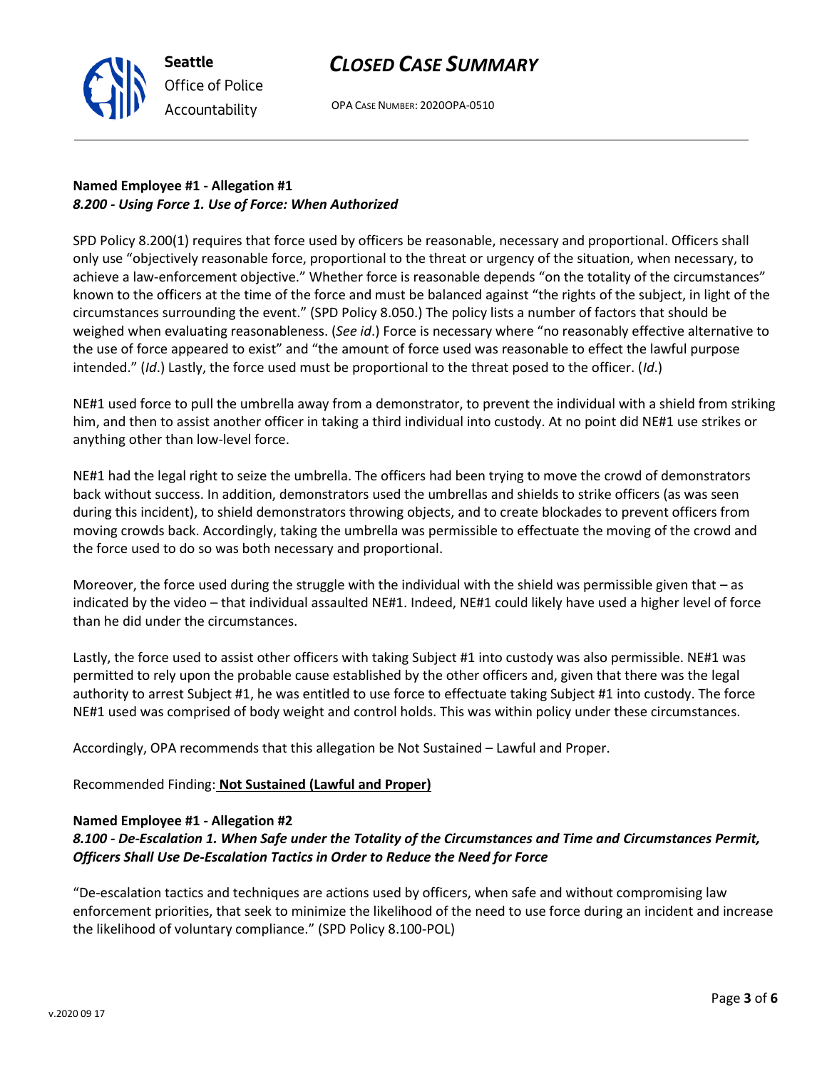**Named Employee #1 - Allegation #1**
***8.200 - Using Force 1. Use of Force: When Authorized***

SPD Policy 8.200(1) requires that force used by officers be reasonable, necessary and proportional. Officers shall only use "objectively reasonable force, proportional to the threat or urgency of the situation, when necessary, to achieve a law-enforcement objective." Whether force is reasonable depends "on the totality of the circumstances" known to the officers at the time of the force and must be balanced against "the rights of the subject, in light of the circumstances surrounding the event." (SPD Policy 8.050.) The policy lists a number of factors that should be weighed when evaluating reasonableness. (*See id*.) Force is necessary where "no reasonably effective alternative to the use of force appeared to exist" and "the amount of force used was reasonable to effect the lawful purpose intended." (*Id*.) Lastly, the force used must be proportional to the threat posed to the officer. (*Id*.)

NE#1 used force to pull the umbrella away from a demonstrator, to prevent the individual with a shield from striking him, and then to assist another officer in taking a third individual into custody. At no point did NE#1 use strikes or anything other than low-level force.

NE#1 had the legal right to seize the umbrella. The officers had been trying to move the crowd of demonstrators back without success. In addition, demonstrators used the umbrellas and shields to strike officers (as was seen during this incident), to shield demonstrators throwing objects, and to create blockades to prevent officers from moving crowds back. Accordingly, taking the umbrella was permissible to effectuate the moving of the crowd and the force used to do so was both necessary and proportional.

Moreover, the force used during the struggle with the individual with the shield was permissible given that – as indicated by the video – that individual assaulted NE#1. Indeed, NE#1 could likely have used a higher level of force than he did under the circumstances.

Lastly, the force used to assist other officers with taking Subject #1 into custody was also permissible. NE#1 was permitted to rely upon the probable cause established by the other officers and, given that there was the legal authority to arrest Subject #1, he was entitled to use force to effectuate taking Subject #1 into custody. The force NE#1 used was comprised of body weight and control holds. This was within policy under these circumstances.

Accordingly, OPA recommends that this allegation be Not Sustained – Lawful and Proper.

Recommended Finding: **Not Sustained (Lawful and Proper)**

**Named Employee #1 - Allegation #2**
***8.100 - De-Escalation 1. When Safe under the Totality of the Circumstances and Time and Circumstances Permit, Officers Shall Use De-Escalation Tactics in Order to Reduce the Need for Force***

"De-escalation tactics and techniques are actions used by officers, when safe and without compromising law enforcement priorities, that seek to minimize the likelihood of the need to use force during an incident and increase the likelihood of voluntary compliance." (SPD Policy 8.100-POL)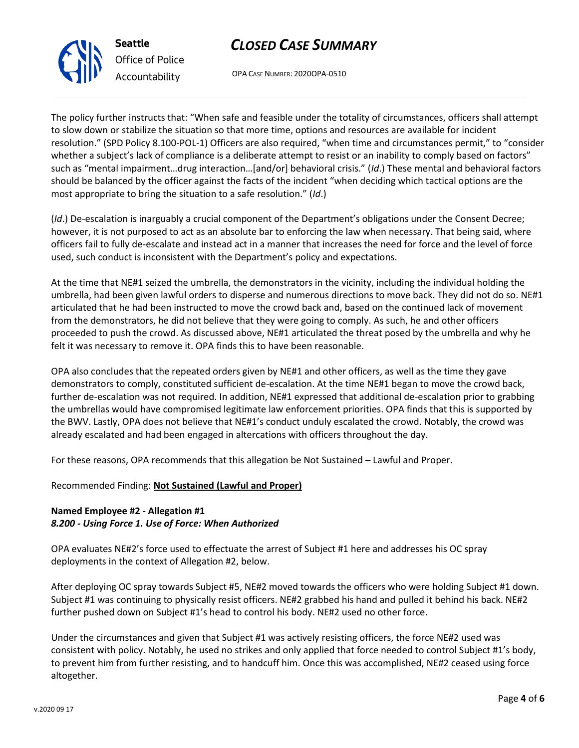The policy further instructs that: "When safe and feasible under the totality of circumstances, officers shall attempt to slow down or stabilize the situation so that more time, options and resources are available for incident resolution." (SPD Policy 8.100-POL-1) Officers are also required, "when time and circumstances permit," to "consider whether a subject's lack of compliance is a deliberate attempt to resist or an inability to comply based on factors" such as "mental impairment…drug interaction…[and/or] behavioral crisis." (*Id*.) These mental and behavioral factors should be balanced by the officer against the facts of the incident "when deciding which tactical options are the most appropriate to bring the situation to a safe resolution." (*Id*.)

(*Id*.) De-escalation is inarguably a crucial component of the Department's obligations under the Consent Decree; however, it is not purposed to act as an absolute bar to enforcing the law when necessary. That being said, where officers fail to fully de-escalate and instead act in a manner that increases the need for force and the level of force used, such conduct is inconsistent with the Department's policy and expectations.

At the time that NE#1 seized the umbrella, the demonstrators in the vicinity, including the individual holding the umbrella, had been given lawful orders to disperse and numerous directions to move back. They did not do so. NE#1 articulated that he had been instructed to move the crowd back and, based on the continued lack of movement from the demonstrators, he did not believe that they were going to comply. As such, he and other officers proceeded to push the crowd. As discussed above, NE#1 articulated the threat posed by the umbrella and why he felt it was necessary to remove it. OPA finds this to have been reasonable.

OPA also concludes that the repeated orders given by NE#1 and other officers, as well as the time they gave demonstrators to comply, constituted sufficient de-escalation. At the time NE#1 began to move the crowd back, further de-escalation was not required. In addition, NE#1 expressed that additional de-escalation prior to grabbing the umbrellas would have compromised legitimate law enforcement priorities. OPA finds that this is supported by the BWV. Lastly, OPA does not believe that NE#1's conduct unduly escalated the crowd. Notably, the crowd was already escalated and had been engaged in altercations with officers throughout the day.

For these reasons, OPA recommends that this allegation be Not Sustained – Lawful and Proper.

Recommended Finding: **Not Sustained (Lawful and Proper)**

**Named Employee #2 - Allegation #1**
***8.200 - Using Force 1. Use of Force: When Authorized***

OPA evaluates NE#2's force used to effectuate the arrest of Subject #1 here and addresses his OC spray deployments in the context of Allegation #2, below.

After deploying OC spray towards Subject #5, NE#2 moved towards the officers who were holding Subject #1 down. Subject #1 was continuing to physically resist officers. NE#2 grabbed his hand and pulled it behind his back. NE#2 further pushed down on Subject #1's head to control his body. NE#2 used no other force.

Under the circumstances and given that Subject #1 was actively resisting officers, the force NE#2 used was consistent with policy. Notably, he used no strikes and only applied that force needed to control Subject #1's body, to prevent him from further resisting, and to handcuff him. Once this was accomplished, NE#2 ceased using force altogether.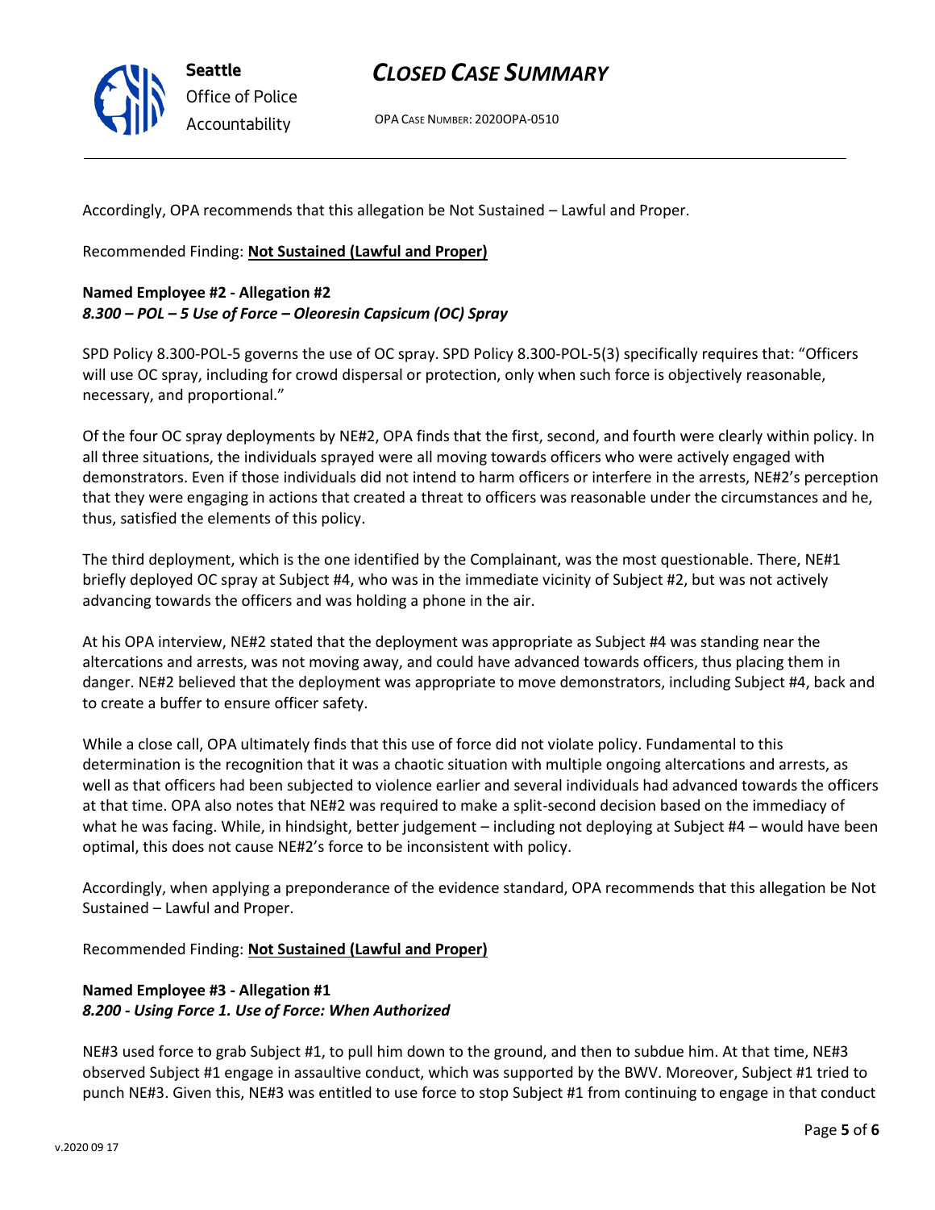Accordingly, OPA recommends that this allegation be Not Sustained – Lawful and Proper.

Recommended Finding: **Not Sustained (Lawful and Proper)**

**Named Employee #2 - Allegation #2**
***8.300 – POL – 5 Use of Force – Oleoresin Capsicum (OC) Spray***

SPD Policy 8.300-POL-5 governs the use of OC spray. SPD Policy 8.300-POL-5(3) specifically requires that: "Officers will use OC spray, including for crowd dispersal or protection, only when such force is objectively reasonable, necessary, and proportional."

Of the four OC spray deployments by NE#2, OPA finds that the first, second, and fourth were clearly within policy. In all three situations, the individuals sprayed were all moving towards officers who were actively engaged with demonstrators. Even if those individuals did not intend to harm officers or interfere in the arrests, NE#2's perception that they were engaging in actions that created a threat to officers was reasonable under the circumstances and he, thus, satisfied the elements of this policy.

The third deployment, which is the one identified by the Complainant, was the most questionable. There, NE#1 briefly deployed OC spray at Subject #4, who was in the immediate vicinity of Subject #2, but was not actively advancing towards the officers and was holding a phone in the air.

At his OPA interview, NE#2 stated that the deployment was appropriate as Subject #4 was standing near the altercations and arrests, was not moving away, and could have advanced towards officers, thus placing them in danger. NE#2 believed that the deployment was appropriate to move demonstrators, including Subject #4, back and to create a buffer to ensure officer safety.

While a close call, OPA ultimately finds that this use of force did not violate policy. Fundamental to this determination is the recognition that it was a chaotic situation with multiple ongoing altercations and arrests, as well as that officers had been subjected to violence earlier and several individuals had advanced towards the officers at that time. OPA also notes that NE#2 was required to make a split-second decision based on the immediacy of what he was facing. While, in hindsight, better judgement – including not deploying at Subject #4 – would have been optimal, this does not cause NE#2's force to be inconsistent with policy.

Accordingly, when applying a preponderance of the evidence standard, OPA recommends that this allegation be Not Sustained – Lawful and Proper.

Recommended Finding: **Not Sustained (Lawful and Proper)**

**Named Employee #3 - Allegation #1**
***8.200 - Using Force 1. Use of Force: When Authorized***

NE#3 used force to grab Subject #1, to pull him down to the ground, and then to subdue him. At that time, NE#3 observed Subject #1 engage in assaultive conduct, which was supported by the BWV. Moreover, Subject #1 tried to punch NE#3. Given this, NE#3 was entitled to use force to stop Subject #1 from continuing to engage in that conduct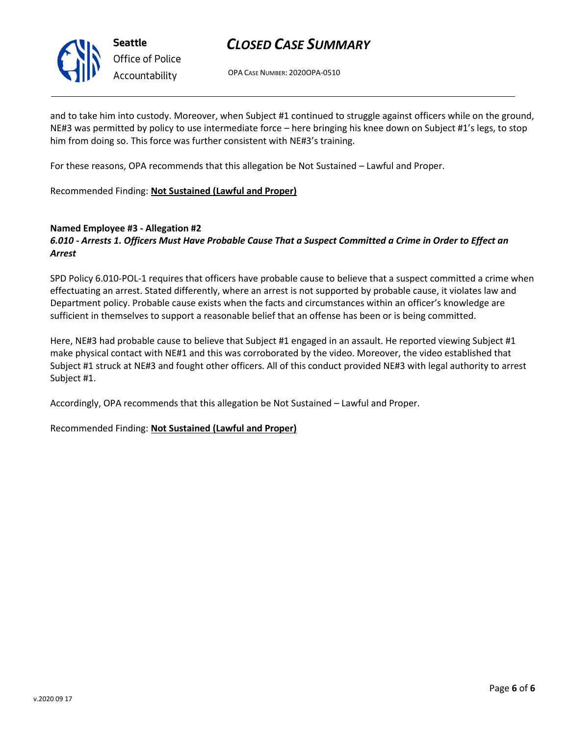and to take him into custody. Moreover, when Subject #1 continued to struggle against officers while on the ground, NE#3 was permitted by policy to use intermediate force – here bringing his knee down on Subject #1's legs, to stop him from doing so. This force was further consistent with NE#3's training.

For these reasons, OPA recommends that this allegation be Not Sustained – Lawful and Proper.

Recommended Finding: **Not Sustained (Lawful and Proper)**

**Named Employee #3 - Allegation #2**
***6.010 - Arrests 1. Officers Must Have Probable Cause That a Suspect Committed a Crime in Order to Effect an Arrest***

SPD Policy 6.010-POL-1 requires that officers have probable cause to believe that a suspect committed a crime when effectuating an arrest. Stated differently, where an arrest is not supported by probable cause, it violates law and Department policy. Probable cause exists when the facts and circumstances within an officer's knowledge are sufficient in themselves to support a reasonable belief that an offense has been or is being committed.

Here, NE#3 had probable cause to believe that Subject #1 engaged in an assault. He reported viewing Subject #1 make physical contact with NE#1 and this was corroborated by the video. Moreover, the video established that Subject #1 struck at NE#3 and fought other officers. All of this conduct provided NE#3 with legal authority to arrest Subject #1.

Accordingly, OPA recommends that this allegation be Not Sustained – Lawful and Proper.

Recommended Finding: **Not Sustained (Lawful and Proper)**